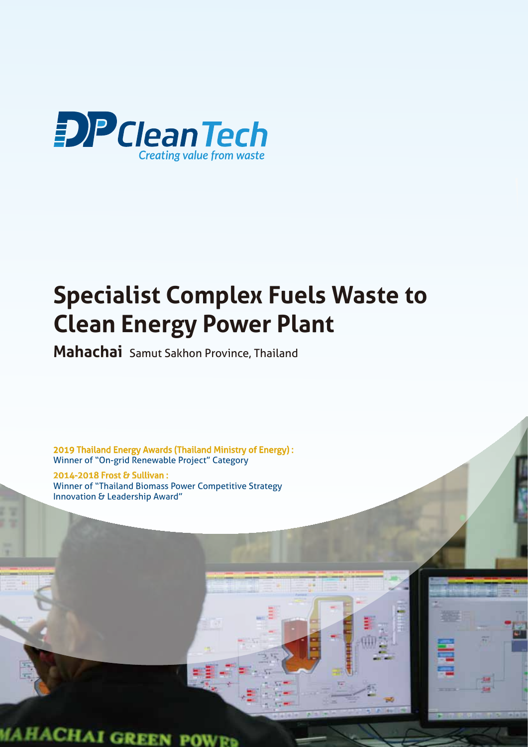DP Clean Tech

*Creating value from waste*

# Specialist Complex Fuels Waste to Clean Energy Power Plant

**Mahachai** Samut Sakhon Province, Thailand

**2019 Thailand Energy Awards (Thailand Ministry of Energy) :**
Winner of "On-grid Renewable Project" Category

**2014-2018 Frost & Sullivan :**
Winner of "Thailand Biomass Power Competitive Strategy Innovation & Leadership Award"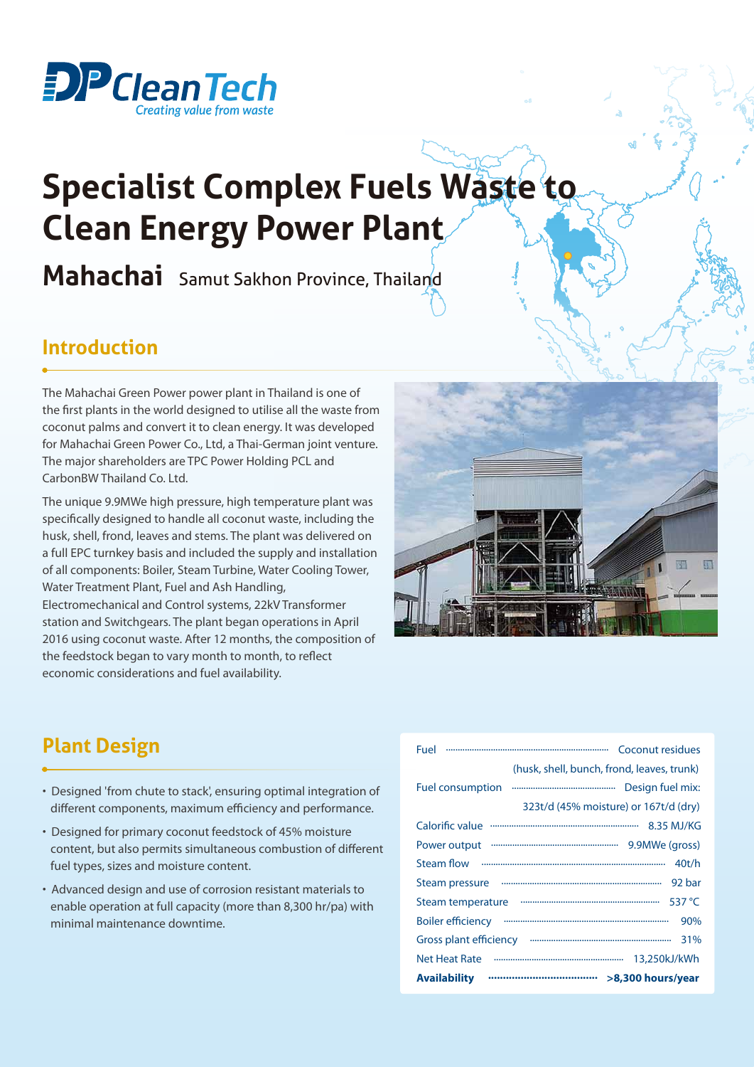DP CleanTech
*Creating value from waste*

# Specialist Complex Fuels Waste to Clean Energy Power Plant

**Mahachai** Samut Sakhon Province, Thailand

## Introduction

The Mahachai Green Power power plant in Thailand is one of the first plants in the world designed to utilise all the waste from coconut palms and convert it to clean energy. It was developed for Mahachai Green Power Co., Ltd, a Thai-German joint venture. The major shareholders are TPC Power Holding PCL and CarbonBW Thailand Co. Ltd.

The unique 9.9MWe high pressure, high temperature plant was specifically designed to handle all coconut waste, including the husk, shell, frond, leaves and stems. The plant was delivered on a full EPC turnkey basis and included the supply and installation of all components: Boiler, Steam Turbine, Water Cooling Tower, Water Treatment Plant, Fuel and Ash Handling, Electromechanical and Control systems, 22kV Transformer station and Switchgears. The plant began operations in April 2016 using coconut waste. After 12 months, the composition of the feedstock began to vary month to month, to reflect economic considerations and fuel availability.

## Plant Design

- Designed 'from chute to stack', ensuring optimal integration of different components, maximum efficiency and performance.
- Designed for primary coconut feedstock of 45% moisture content, but also permits simultaneous combustion of different fuel types, sizes and moisture content.
- Advanced design and use of corrosion resistant materials to enable operation at full capacity (more than 8,300 hr/pa) with minimal maintenance downtime.

| Parameter | Value |
| --- | --- |
| Fuel | Coconut residues (husk, shell, bunch, frond, leaves, trunk) |
| Fuel consumption | Design fuel mix: 323t/d (45% moisture) or 167t/d (dry) |
| Calorific value | 8.35 MJ/KG |
| Power output | 9.9MWe (gross) |
| Steam flow | 40t/h |
| Steam pressure | 92 bar |
| Steam temperature | 537 °C |
| Boiler efficiency | 90% |
| Gross plant efficiency | 31% |
| Net Heat Rate | 13,250kJ/kWh |
| **Availability** | **>8,300 hours/year** |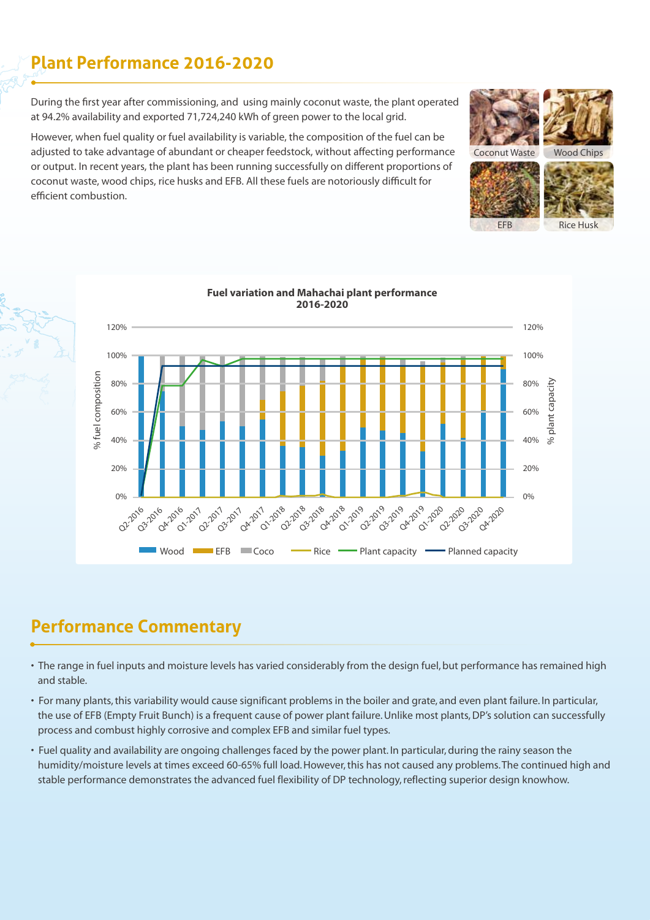## Plant Performance 2016-2020

During the first year after commissioning, and using mainly coconut waste, the plant operated at 94.2% availability and exported 71,724,240 kWh of green power to the local grid.

However, when fuel quality or fuel availability is variable, the composition of the fuel can be adjusted to take advantage of abundant or cheaper feedstock, without affecting performance or output. In recent years, the plant has been running successfully on different proportions of coconut waste, wood chips, rice husks and EFB. All these fuels are notoriously difficult for efficient combustion.

Coconut Waste | Wood Chips | EFB | Rice Husk

**Fuel variation and Mahachai plant performance 2016-2020**

% fuel composition | % plant capacity

Q2-2016, Q3-2016, Q4-2016, Q1-2017, Q2-2017, Q3-2017, Q4-2017, Q1-2018, Q2-2018, Q3-2018, Q4-2018, Q1-2019, Q2-2019, Q3-2019, Q4-2019, Q1-2020, Q2-2020, Q3-2020, Q4-2020

Wood | EFB | Coco | Rice | Plant capacity | Planned capacity

## Performance Commentary

- The range in fuel inputs and moisture levels has varied considerably from the design fuel, but performance has remained high and stable.
- For many plants, this variability would cause significant problems in the boiler and grate, and even plant failure. In particular, the use of EFB (Empty Fruit Bunch) is a frequent cause of power plant failure. Unlike most plants, DP's solution can successfully process and combust highly corrosive and complex EFB and similar fuel types.
- Fuel quality and availability are ongoing challenges faced by the power plant. In particular, during the rainy season the humidity/moisture levels at times exceed 60-65% full load. However, this has not caused any problems. The continued high and stable performance demonstrates the advanced fuel flexibility of DP technology, reflecting superior design knowhow.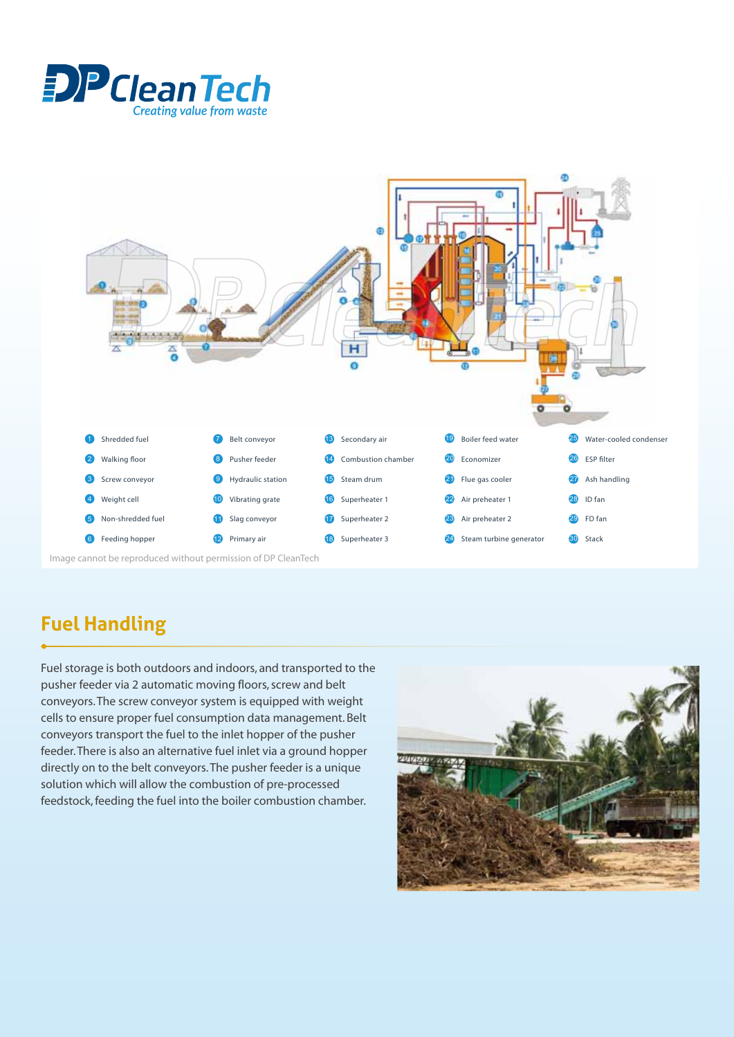DP CleanTech
*Creating value from waste*

| | | | | |
|---|---|---|---|---|
| 1 Shredded fuel | 7 Belt conveyor | 13 Secondary air | 19 Boiler feed water | 25 Water-cooled condenser |
| 2 Walking floor | 8 Pusher feeder | 14 Combustion chamber | 20 Economizer | 26 ESP filter |
| 3 Screw conveyor | 9 Hydraulic station | 15 Steam drum | 21 Flue gas cooler | 27 Ash handling |
| 4 Weight cell | 10 Vibrating grate | 16 Superheater 1 | 22 Air preheater 1 | 28 ID fan |
| 5 Non-shredded fuel | 11 Slag conveyor | 17 Superheater 2 | 23 Air preheater 2 | 29 FD fan |
| 6 Feeding hopper | 12 Primary air | 18 Superheater 3 | 24 Steam turbine generator | 30 Stack |

Image cannot be reproduced without permission of DP CleanTech

## Fuel Handling

Fuel storage is both outdoors and indoors, and transported to the pusher feeder via 2 automatic moving floors, screw and belt conveyors. The screw conveyor system is equipped with weight cells to ensure proper fuel consumption data management. Belt conveyors transport the fuel to the inlet hopper of the pusher feeder. There is also an alternative fuel inlet via a ground hopper directly on to the belt conveyors. The pusher feeder is a unique solution which will allow the combustion of pre-processed feedstock, feeding the fuel into the boiler combustion chamber.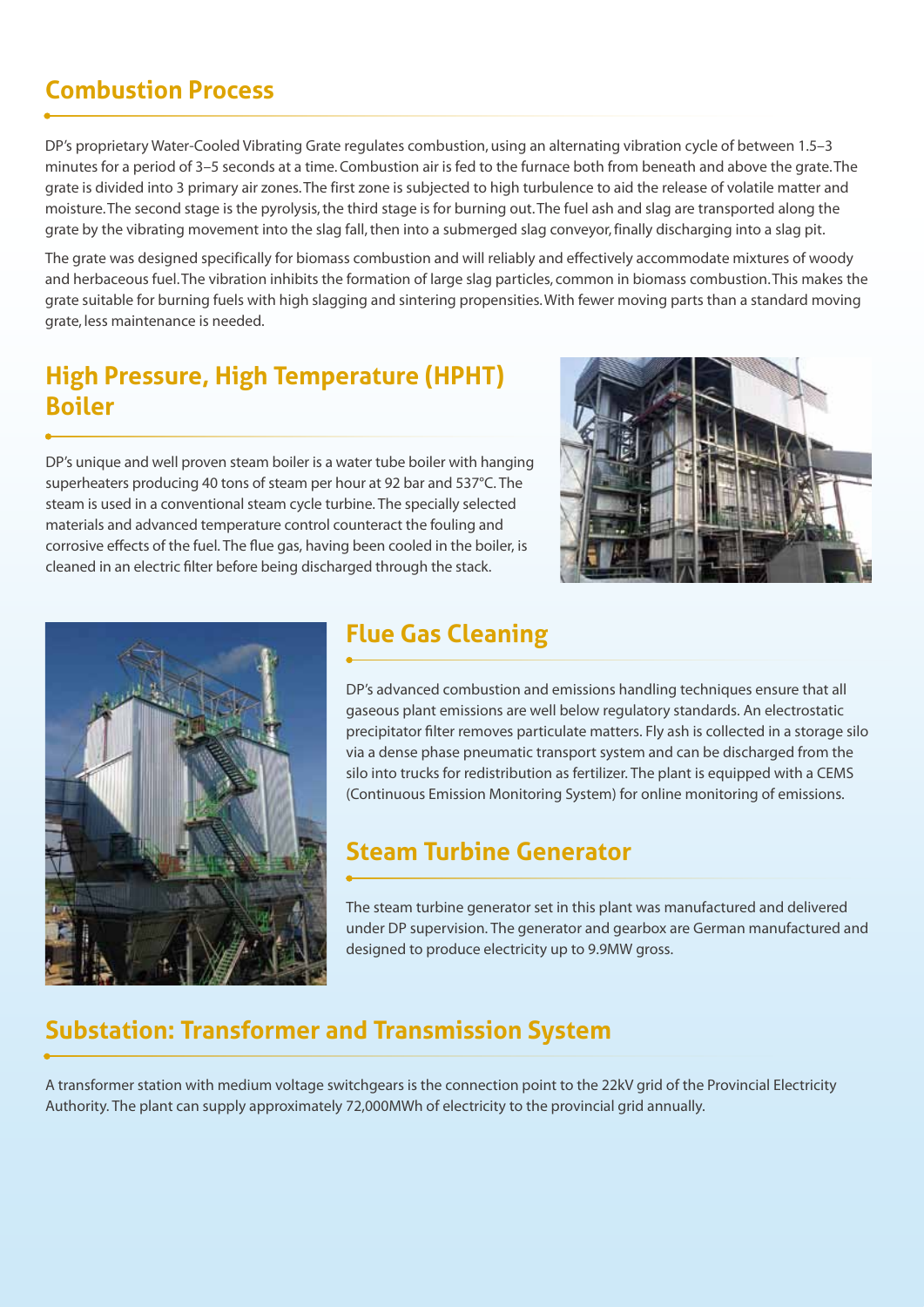## Combustion Process

DP's proprietary Water-Cooled Vibrating Grate regulates combustion, using an alternating vibration cycle of between 1.5–3 minutes for a period of 3–5 seconds at a time. Combustion air is fed to the furnace both from beneath and above the grate. The grate is divided into 3 primary air zones. The first zone is subjected to high turbulence to aid the release of volatile matter and moisture. The second stage is the pyrolysis, the third stage is for burning out. The fuel ash and slag are transported along the grate by the vibrating movement into the slag fall, then into a submerged slag conveyor, finally discharging into a slag pit.

The grate was designed specifically for biomass combustion and will reliably and effectively accommodate mixtures of woody and herbaceous fuel. The vibration inhibits the formation of large slag particles, common in biomass combustion. This makes the grate suitable for burning fuels with high slagging and sintering propensities. With fewer moving parts than a standard moving grate, less maintenance is needed.

## High Pressure, High Temperature (HPHT) Boiler

DP's unique and well proven steam boiler is a water tube boiler with hanging superheaters producing 40 tons of steam per hour at 92 bar and 537°C. The steam is used in a conventional steam cycle turbine. The specially selected materials and advanced temperature control counteract the fouling and corrosive effects of the fuel. The flue gas, having been cooled in the boiler, is cleaned in an electric filter before being discharged through the stack.

## Flue Gas Cleaning

DP's advanced combustion and emissions handling techniques ensure that all gaseous plant emissions are well below regulatory standards. An electrostatic precipitator filter removes particulate matters. Fly ash is collected in a storage silo via a dense phase pneumatic transport system and can be discharged from the silo into trucks for redistribution as fertilizer. The plant is equipped with a CEMS (Continuous Emission Monitoring System) for online monitoring of emissions.

## Steam Turbine Generator

The steam turbine generator set in this plant was manufactured and delivered under DP supervision. The generator and gearbox are German manufactured and designed to produce electricity up to 9.9MW gross.

## Substation: Transformer and Transmission System

A transformer station with medium voltage switchgears is the connection point to the 22kV grid of the Provincial Electricity Authority. The plant can supply approximately 72,000MWh of electricity to the provincial grid annually.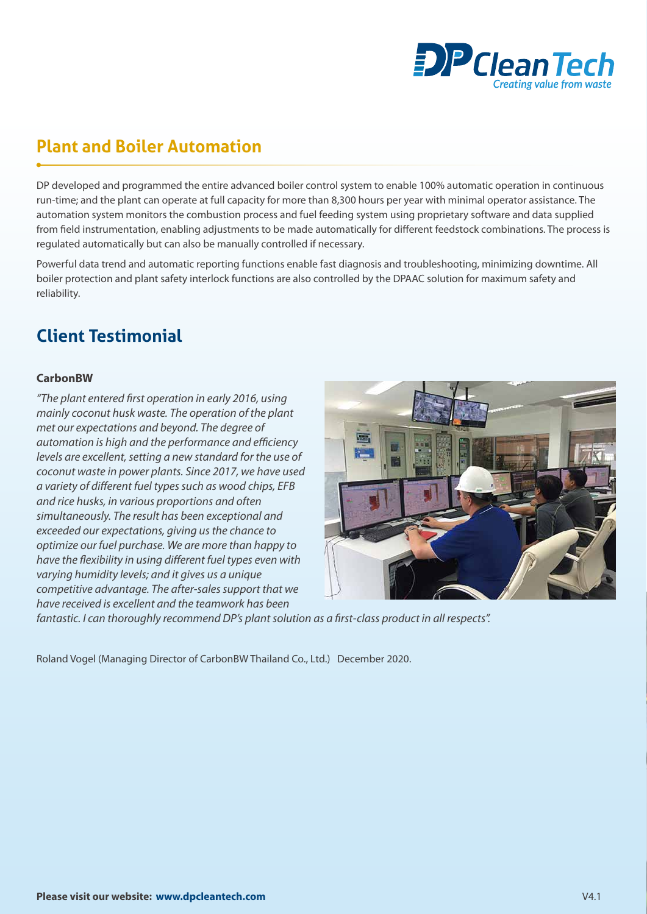## Plant and Boiler Automation

DP developed and programmed the entire advanced boiler control system to enable 100% automatic operation in continuous run-time; and the plant can operate at full capacity for more than 8,300 hours per year with minimal operator assistance. The automation system monitors the combustion process and fuel feeding system using proprietary software and data supplied from field instrumentation, enabling adjustments to be made automatically for different feedstock combinations. The process is regulated automatically but can also be manually controlled if necessary.

Powerful data trend and automatic reporting functions enable fast diagnosis and troubleshooting, minimizing downtime. All boiler protection and plant safety interlock functions are also controlled by the DPAAC solution for maximum safety and reliability.

## Client Testimonial

**CarbonBW**

*"The plant entered first operation in early 2016, using mainly coconut husk waste. The operation of the plant met our expectations and beyond. The degree of automation is high and the performance and efficiency levels are excellent, setting a new standard for the use of coconut waste in power plants. Since 2017, we have used a variety of different fuel types such as wood chips, EFB and rice husks, in various proportions and often simultaneously. The result has been exceptional and exceeded our expectations, giving us the chance to optimize our fuel purchase. We are more than happy to have the flexibility in using different fuel types even with varying humidity levels; and it gives us a unique competitive advantage. The after-sales support that we have received is excellent and the teamwork has been fantastic. I can thoroughly recommend DP's plant solution as a first-class product in all respects".*

Roland Vogel (Managing Director of CarbonBW Thailand Co., Ltd.) December 2020.

**Please visit our website: www.dpcleantech.com**

V4.1